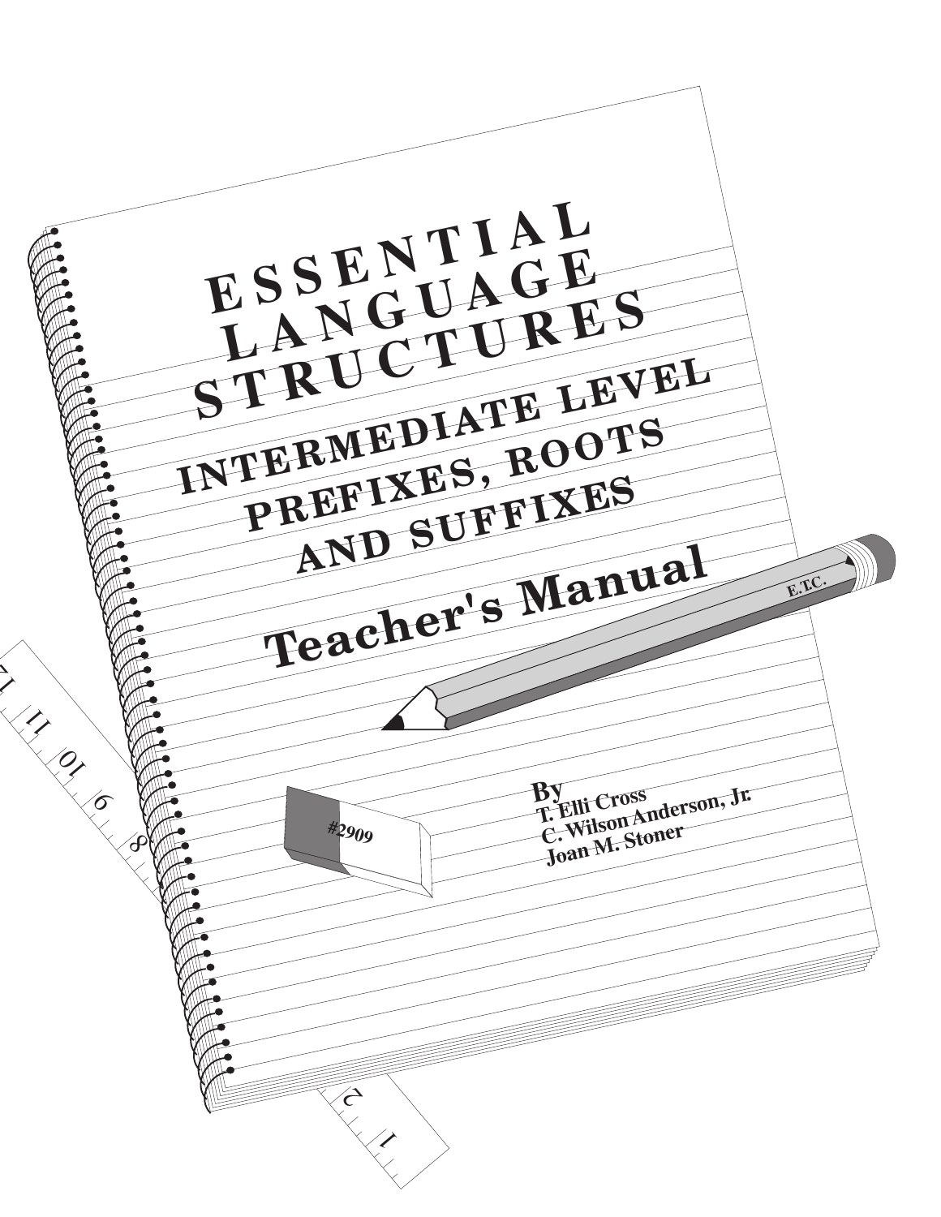# ESSENTIAL LANGUAGE STRUCTURES

## INTERMEDIATE LEVEL PREFIXES, ROOTS AND SUFFIXES

## Teacher's Manual

E.T.C.

#2909

**By**
**T. Elli Cross**
**C. Wilson Anderson, Jr.**
**Joan M. Stoner**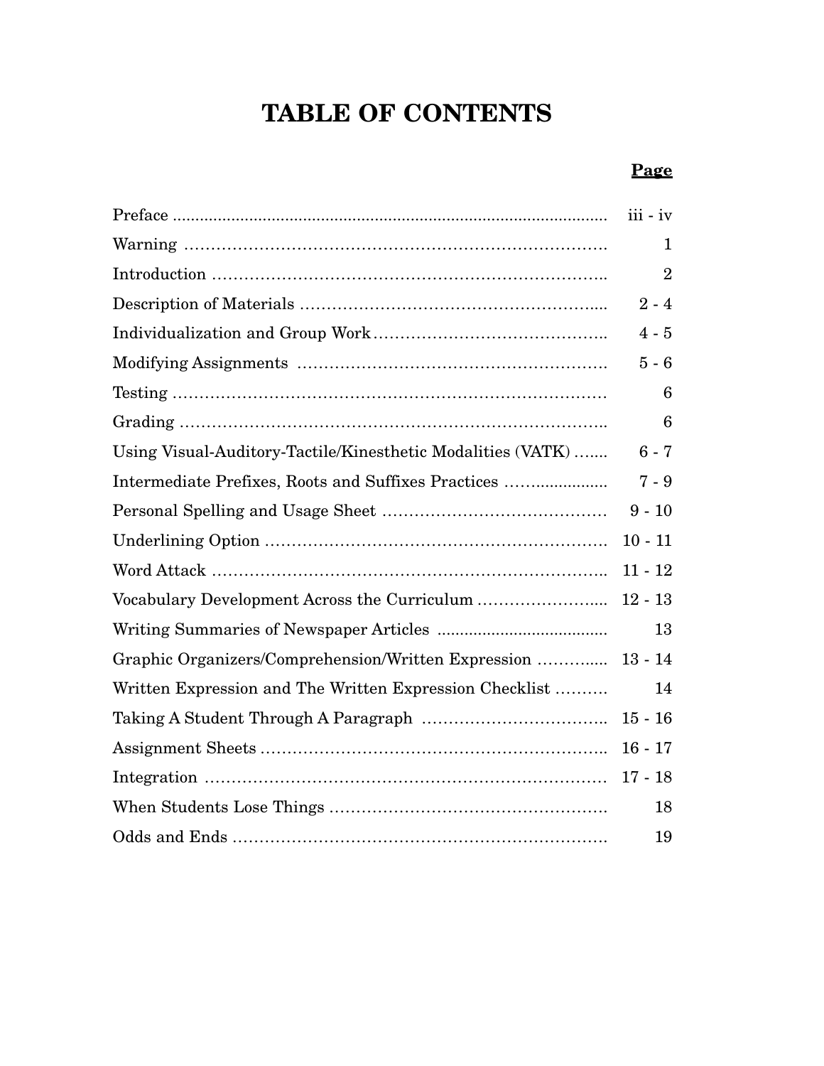# TABLE OF CONTENTS

| | **Page** |
|---|---|
| Preface | iii - iv |
| Warning | 1 |
| Introduction | 2 |
| Description of Materials | 2 - 4 |
| Individualization and Group Work | 4 - 5 |
| Modifying Assignments | 5 - 6 |
| Testing | 6 |
| Grading | 6 |
| Using Visual-Auditory-Tactile/Kinesthetic Modalities (VATK) | 6 - 7 |
| Intermediate Prefixes, Roots and Suffixes Practices | 7 - 9 |
| Personal Spelling and Usage Sheet | 9 - 10 |
| Underlining Option | 10 - 11 |
| Word Attack | 11 - 12 |
| Vocabulary Development Across the Curriculum | 12 - 13 |
| Writing Summaries of Newspaper Articles | 13 |
| Graphic Organizers/Comprehension/Written Expression | 13 - 14 |
| Written Expression and The Written Expression Checklist | 14 |
| Taking A Student Through A Paragraph | 15 - 16 |
| Assignment Sheets | 16 - 17 |
| Integration | 17 - 18 |
| When Students Lose Things | 18 |
| Odds and Ends | 19 |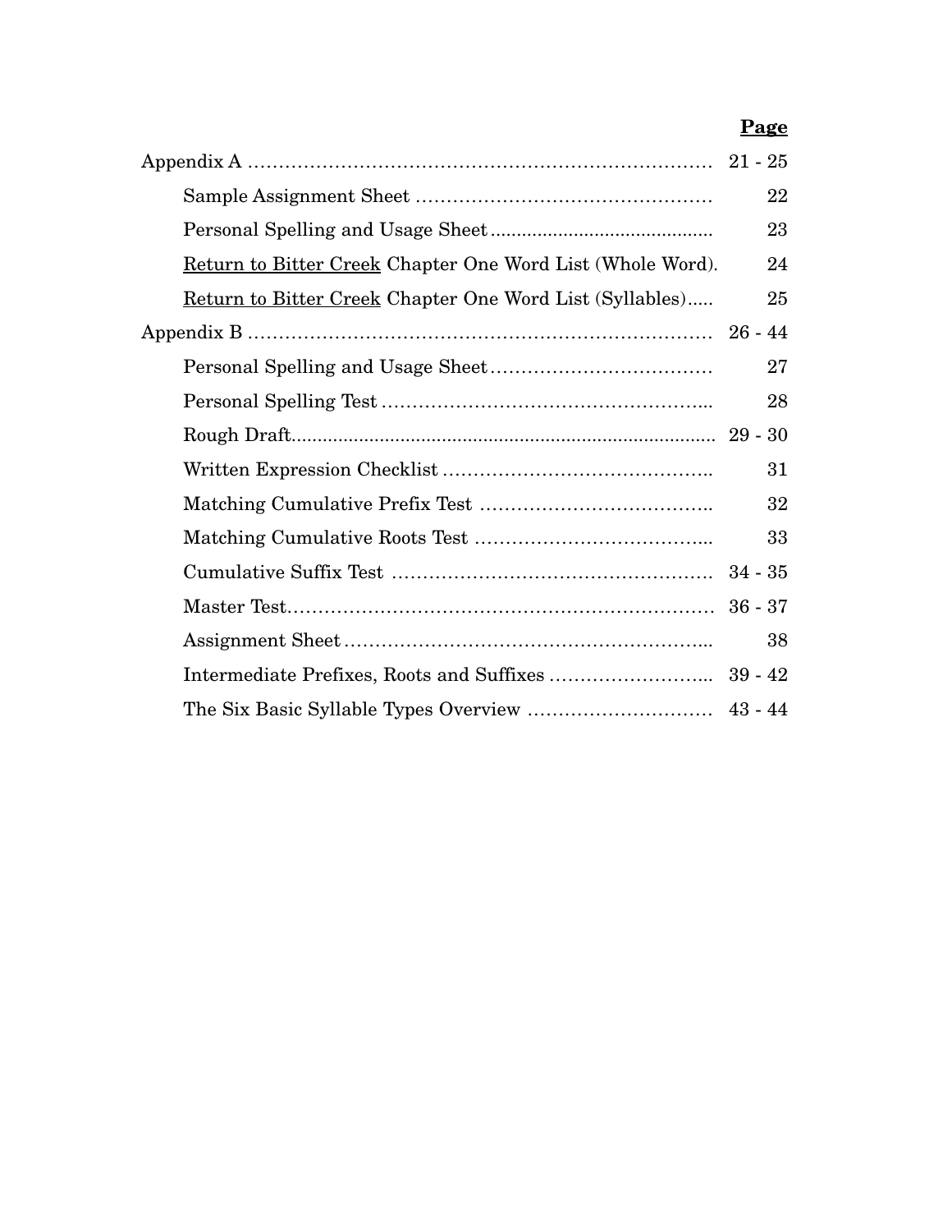| | **Page** |
|---|---|
| Appendix A | 21 - 25 |
| Sample Assignment Sheet | 22 |
| Personal Spelling and Usage Sheet | 23 |
| Return to Bitter Creek Chapter One Word List (Whole Word). | 24 |
| Return to Bitter Creek Chapter One Word List (Syllables) | 25 |
| Appendix B | 26 - 44 |
| Personal Spelling and Usage Sheet | 27 |
| Personal Spelling Test | 28 |
| Rough Draft | 29 - 30 |
| Written Expression Checklist | 31 |
| Matching Cumulative Prefix Test | 32 |
| Matching Cumulative Roots Test | 33 |
| Cumulative Suffix Test | 34 - 35 |
| Master Test | 36 - 37 |
| Assignment Sheet | 38 |
| Intermediate Prefixes, Roots and Suffixes | 39 - 42 |
| The Six Basic Syllable Types Overview | 43 - 44 |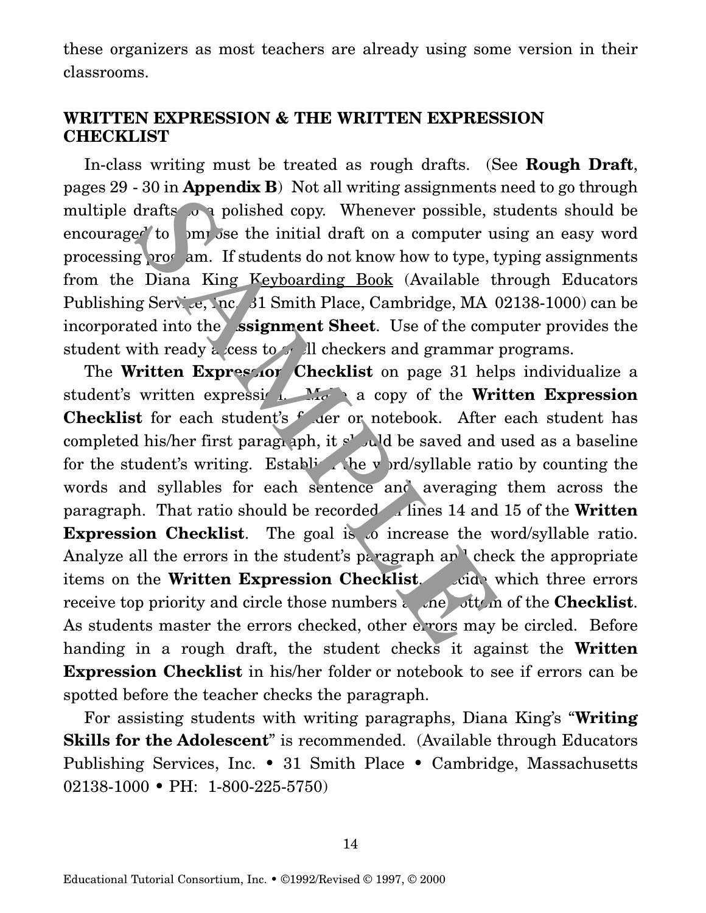these organizers as most teachers are already using some version in their classrooms.

## WRITTEN EXPRESSION & THE WRITTEN EXPRESSION CHECKLIST

In-class writing must be treated as rough drafts. (See **Rough Draft**, pages 29 - 30 in **Appendix B**) Not all writing assignments need to go through multiple drafts to a polished copy. Whenever possible, students should be encouraged to compose the initial draft on a computer using an easy word processing program. If students do not know how to type, typing assignments from the Diana King Keyboarding Book (Available through Educators Publishing Service, Inc. 31 Smith Place, Cambridge, MA 02138-1000) can be incorporated into the **Assignment Sheet**. Use of the computer provides the student with ready access to spell checkers and grammar programs.

The **Written Expression Checklist** on page 31 helps individualize a student's written expression. Make a copy of the **Written Expression Checklist** for each student's folder or notebook. After each student has completed his/her first paragraph, it should be saved and used as a baseline for the student's writing. Establish the word/syllable ratio by counting the words and syllables for each sentence and averaging them across the paragraph. That ratio should be recorded on lines 14 and 15 of the **Written Expression Checklist**. The goal is to increase the word/syllable ratio. Analyze all the errors in the student's paragraph and check the appropriate items on the **Written Expression Checklist**. Decide which three errors receive top priority and circle those numbers at the bottom of the **Checklist**. As students master the errors checked, other errors may be circled. Before handing in a rough draft, the student checks it against the **Written Expression Checklist** in his/her folder or notebook to see if errors can be spotted before the teacher checks the paragraph.

For assisting students with writing paragraphs, Diana King's "**Writing Skills for the Adolescent**" is recommended. (Available through Educators Publishing Services, Inc. • 31 Smith Place • Cambridge, Massachusetts 02138-1000 • PH: 1-800-225-5750)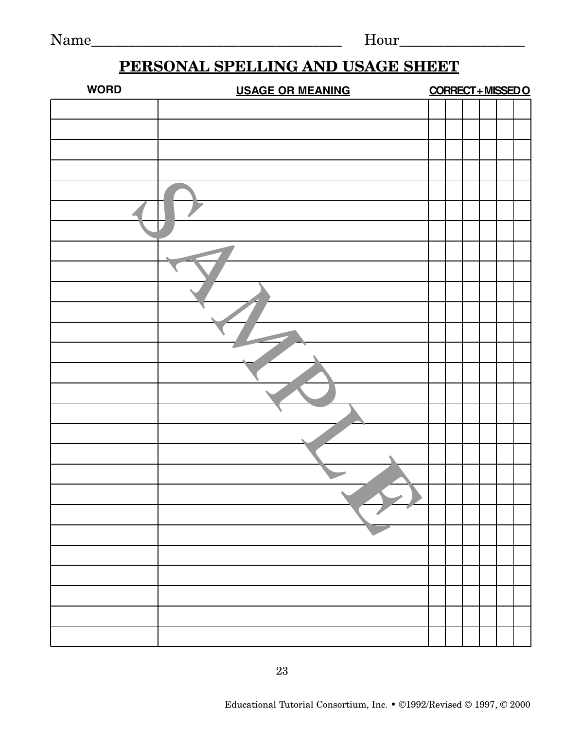Name___________________________________ Hour_________________

# PERSONAL SPELLING AND USAGE SHEET

| WORD | USAGE OR MEANING | CORRECT + MISSED O | | | | | |
|---|---|---|---|---|---|---|---|
| | | | | | | | |
| | | | | | | | |
| | | | | | | | |
| | | | | | | | |
| | | | | | | | |
| | | | | | | | |
| | | | | | | | |
| | | | | | | | |
| | | | | | | | |
| | | | | | | | |
| | | | | | | | |
| | | | | | | | |
| | | | | | | | |
| | | | | | | | |
| | | | | | | | |
| | | | | | | | |
| | | | | | | | |
| | | | | | | | |
| | | | | | | | |
| | | | | | | | |
| | | | | | | | |
| | | | | | | | |
| | | | | | | | |
| | | | | | | | |
| | | | | | | | |
| | | | | | | | |
| | | | | | | | |

SAMPLE

Educational Tutorial Consortium, Inc. • ©1992/Revised © 1997, © 2000